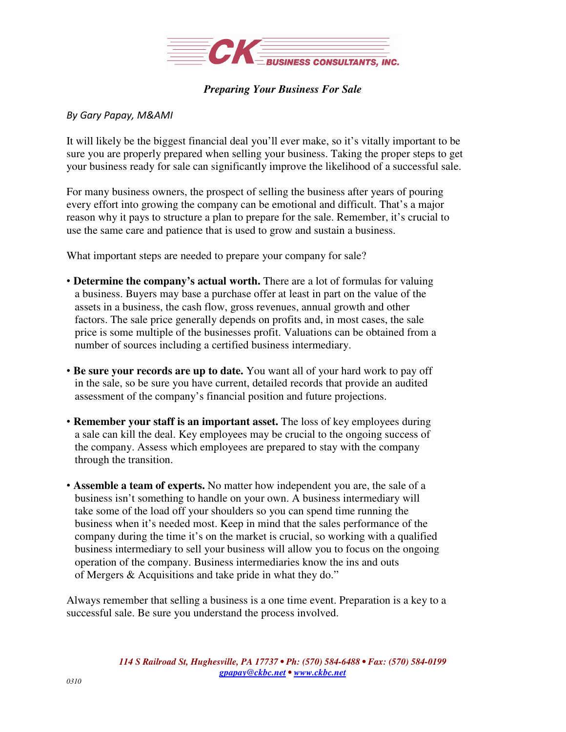**CK BUSINESS CONSULTANTS, INC.**

# *Preparing Your Business For Sale*

*By Gary Papay, M&AMI*

It will likely be the biggest financial deal you'll ever make, so it's vitally important to be sure you are properly prepared when selling your business. Taking the proper steps to get your business ready for sale can significantly improve the likelihood of a successful sale.

For many business owners, the prospect of selling the business after years of pouring every effort into growing the company can be emotional and difficult. That's a major reason why it pays to structure a plan to prepare for the sale. Remember, it's crucial to use the same care and patience that is used to grow and sustain a business.

What important steps are needed to prepare your company for sale?

- **Determine the company's actual worth.** There are a lot of formulas for valuing a business. Buyers may base a purchase offer at least in part on the value of the assets in a business, the cash flow, gross revenues, annual growth and other factors. The sale price generally depends on profits and, in most cases, the sale price is some multiple of the businesses profit. Valuations can be obtained from a number of sources including a certified business intermediary.

- **Be sure your records are up to date.** You want all of your hard work to pay off in the sale, so be sure you have current, detailed records that provide an audited assessment of the company's financial position and future projections.

- **Remember your staff is an important asset.** The loss of key employees during a sale can kill the deal. Key employees may be crucial to the ongoing success of the company. Assess which employees are prepared to stay with the company through the transition.

- **Assemble a team of experts.** No matter how independent you are, the sale of a business isn't something to handle on your own. A business intermediary will take some of the load off your shoulders so you can spend time running the business when it's needed most. Keep in mind that the sales performance of the company during the time it's on the market is crucial, so working with a qualified business intermediary to sell your business will allow you to focus on the ongoing operation of the company. Business intermediaries know the ins and outs of Mergers & Acquisitions and take pride in what they do."

Always remember that selling a business is a one time event. Preparation is a key to a successful sale. Be sure you understand the process involved.

*114 S Railroad St, Hughesville, PA 17737 • Ph: (570) 584-6488 • Fax: (570) 584-0199*
*gpapay@ckbc.net • www.ckbc.net*

*0310*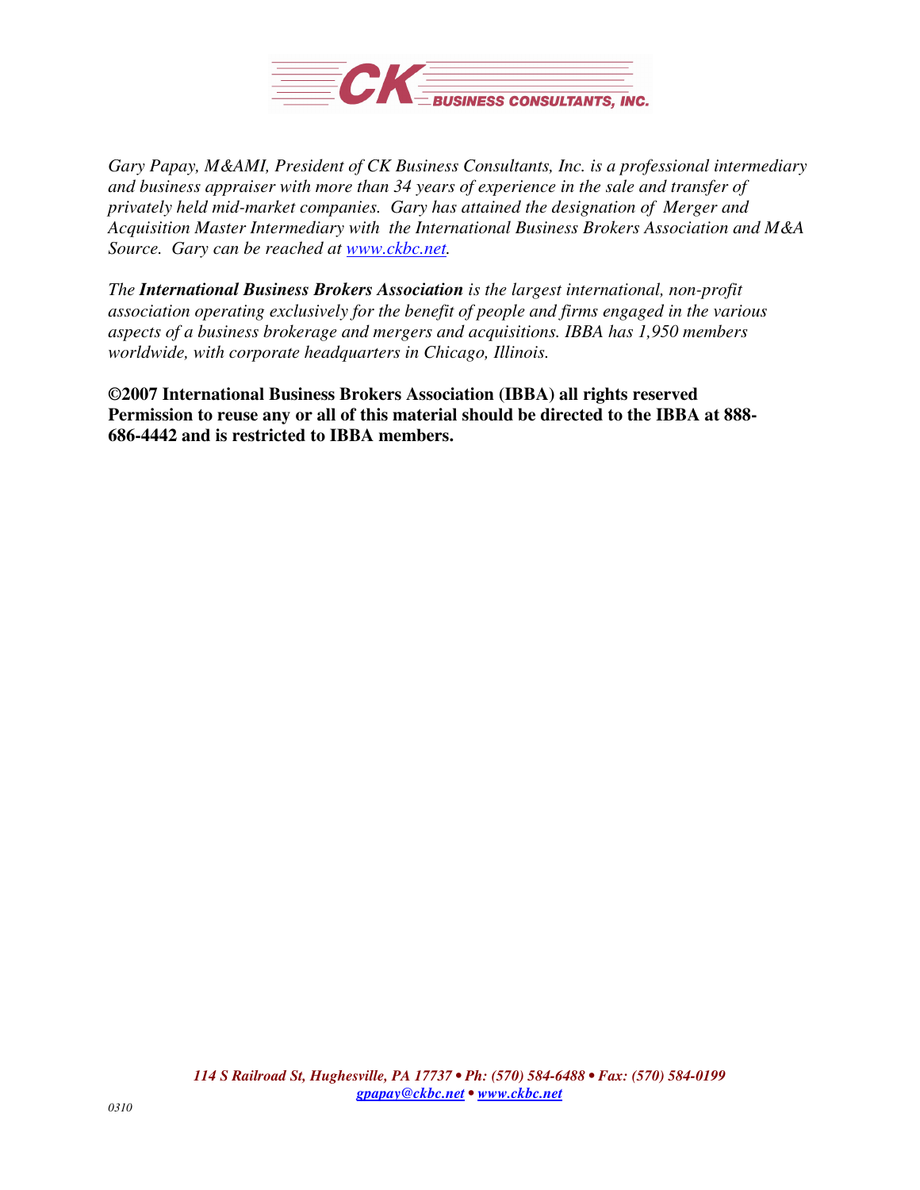*Gary Papay, M&AMI, President of CK Business Consultants, Inc. is a professional intermediary and business appraiser with more than 34 years of experience in the sale and transfer of privately held mid-market companies. Gary has attained the designation of Merger and Acquisition Master Intermediary with the International Business Brokers Association and M&A Source. Gary can be reached at [www.ckbc.net](http://www.ckbc.net).*

*The **International Business Brokers Association** is the largest international, non-profit association operating exclusively for the benefit of people and firms engaged in the various aspects of a business brokerage and mergers and acquisitions. IBBA has 1,950 members worldwide, with corporate headquarters in Chicago, Illinois.*

**©2007 International Business Brokers Association (IBBA) all rights reserved**
**Permission to reuse any or all of this material should be directed to the IBBA at 888-686-4442 and is restricted to IBBA members.**

***114 S Railroad St, Hughesville, PA 17737 • Ph: (570) 584-6488 • Fax: (570) 584-0199***
***[gpapay@ckbc.net](mailto:gpapay@ckbc.net) • [www.ckbc.net](http://www.ckbc.net)***

*0310*